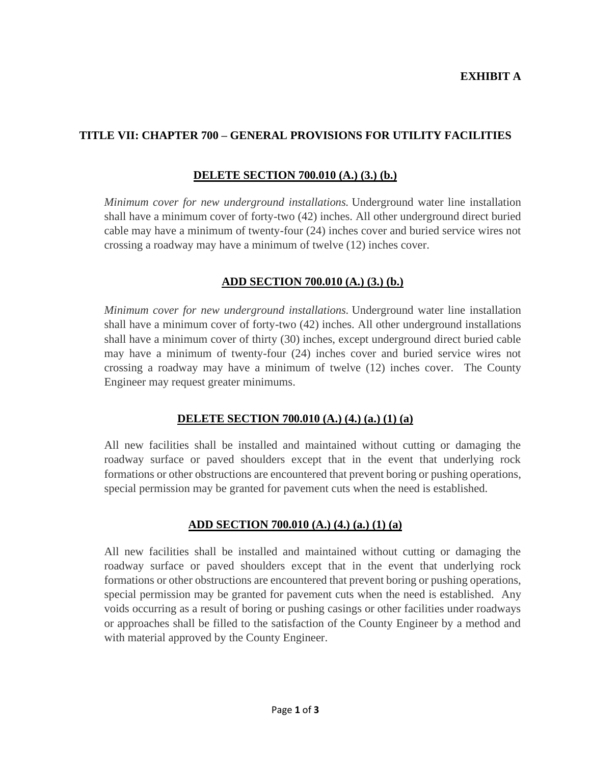**EXHIBIT A**

## TITLE VII: CHAPTER 700 – GENERAL PROVISIONS FOR UTILITY FACILITIES

### <u>DELETE SECTION 700.010 (A.) (3.) (b.)</u>

*Minimum cover for new underground installations.* Underground water line installation shall have a minimum cover of forty-two (42) inches. All other underground direct buried cable may have a minimum of twenty-four (24) inches cover and buried service wires not crossing a roadway may have a minimum of twelve (12) inches cover.

### <u>ADD SECTION 700.010 (A.) (3.) (b.)</u>

*Minimum cover for new underground installations.* Underground water line installation shall have a minimum cover of forty-two (42) inches. All other underground installations shall have a minimum cover of thirty (30) inches, except underground direct buried cable may have a minimum of twenty-four (24) inches cover and buried service wires not crossing a roadway may have a minimum of twelve (12) inches cover. The County Engineer may request greater minimums.

### <u>DELETE SECTION 700.010 (A.) (4.) (a.) (1) (a)</u>

All new facilities shall be installed and maintained without cutting or damaging the roadway surface or paved shoulders except that in the event that underlying rock formations or other obstructions are encountered that prevent boring or pushing operations, special permission may be granted for pavement cuts when the need is established.

### <u>ADD SECTION 700.010 (A.) (4.) (a.) (1) (a)</u>

All new facilities shall be installed and maintained without cutting or damaging the roadway surface or paved shoulders except that in the event that underlying rock formations or other obstructions are encountered that prevent boring or pushing operations, special permission may be granted for pavement cuts when the need is established. Any voids occurring as a result of boring or pushing casings or other facilities under roadways or approaches shall be filled to the satisfaction of the County Engineer by a method and with material approved by the County Engineer.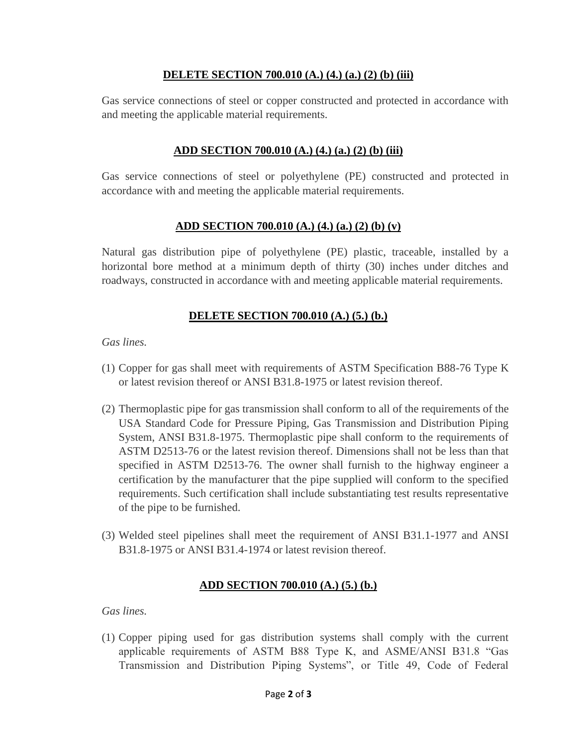## DELETE SECTION 700.010 (A.) (4.) (a.) (2) (b) (iii)

Gas service connections of steel or copper constructed and protected in accordance with and meeting the applicable material requirements.

## ADD SECTION 700.010 (A.) (4.) (a.) (2) (b) (iii)

Gas service connections of steel or polyethylene (PE) constructed and protected in accordance with and meeting the applicable material requirements.

## ADD SECTION 700.010 (A.) (4.) (a.) (2) (b) (v)

Natural gas distribution pipe of polyethylene (PE) plastic, traceable, installed by a horizontal bore method at a minimum depth of thirty (30) inches under ditches and roadways, constructed in accordance with and meeting applicable material requirements.

## DELETE SECTION 700.010 (A.) (5.) (b.)

*Gas lines.*

(1) Copper for gas shall meet with requirements of ASTM Specification B88-76 Type K or latest revision thereof or ANSI B31.8-1975 or latest revision thereof.

(2) Thermoplastic pipe for gas transmission shall conform to all of the requirements of the USA Standard Code for Pressure Piping, Gas Transmission and Distribution Piping System, ANSI B31.8-1975. Thermoplastic pipe shall conform to the requirements of ASTM D2513-76 or the latest revision thereof. Dimensions shall not be less than that specified in ASTM D2513-76. The owner shall furnish to the highway engineer a certification by the manufacturer that the pipe supplied will conform to the specified requirements. Such certification shall include substantiating test results representative of the pipe to be furnished.

(3) Welded steel pipelines shall meet the requirement of ANSI B31.1-1977 and ANSI B31.8-1975 or ANSI B31.4-1974 or latest revision thereof.

## ADD SECTION 700.010 (A.) (5.) (b.)

*Gas lines.*

(1) Copper piping used for gas distribution systems shall comply with the current applicable requirements of ASTM B88 Type K, and ASME/ANSI B31.8 "Gas Transmission and Distribution Piping Systems", or Title 49, Code of Federal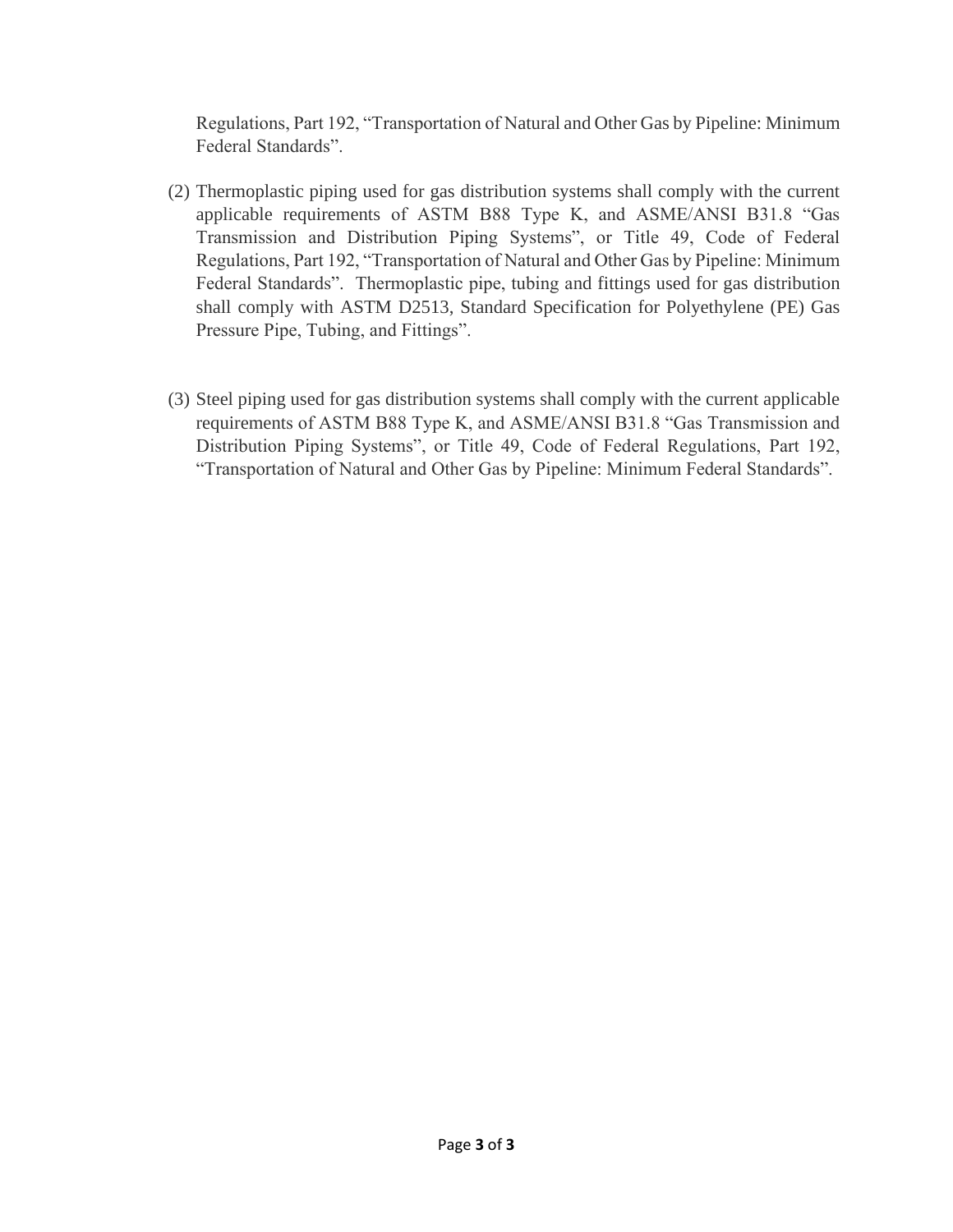Regulations, Part 192, "Transportation of Natural and Other Gas by Pipeline: Minimum Federal Standards".

(2) Thermoplastic piping used for gas distribution systems shall comply with the current applicable requirements of ASTM B88 Type K, and ASME/ANSI B31.8 "Gas Transmission and Distribution Piping Systems", or Title 49, Code of Federal Regulations, Part 192, "Transportation of Natural and Other Gas by Pipeline: Minimum Federal Standards". Thermoplastic pipe, tubing and fittings used for gas distribution shall comply with ASTM D2513, Standard Specification for Polyethylene (PE) Gas Pressure Pipe, Tubing, and Fittings".

(3) Steel piping used for gas distribution systems shall comply with the current applicable requirements of ASTM B88 Type K, and ASME/ANSI B31.8 "Gas Transmission and Distribution Piping Systems", or Title 49, Code of Federal Regulations, Part 192, "Transportation of Natural and Other Gas by Pipeline: Minimum Federal Standards".